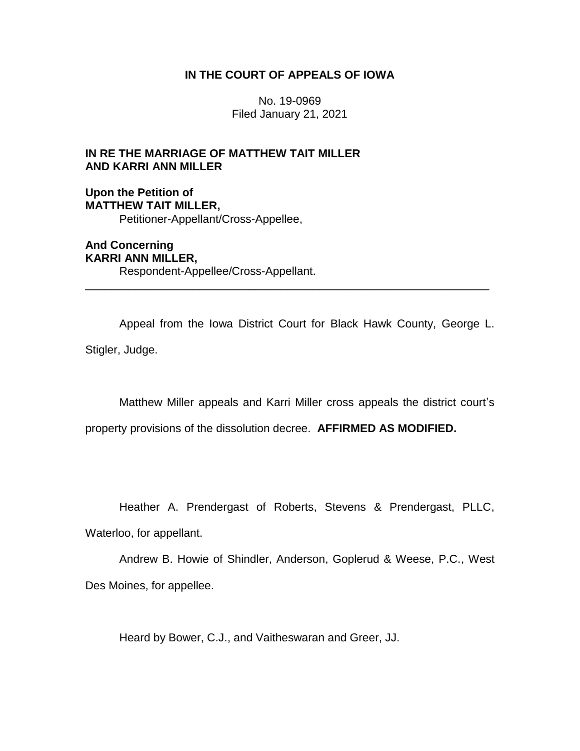**IN THE COURT OF APPEALS OF IOWA**

No. 19-0969
Filed January 21, 2021

**IN RE THE MARRIAGE OF MATTHEW TAIT MILLER AND KARRI ANN MILLER**

**Upon the Petition of**
**MATTHEW TAIT MILLER,**
Petitioner-Appellant/Cross-Appellee,

**And Concerning**
**KARRI ANN MILLER,**
Respondent-Appellee/Cross-Appellant.

---

Appeal from the Iowa District Court for Black Hawk County, George L. Stigler, Judge.

Matthew Miller appeals and Karri Miller cross appeals the district court's property provisions of the dissolution decree. **AFFIRMED AS MODIFIED.**

Heather A. Prendergast of Roberts, Stevens & Prendergast, PLLC, Waterloo, for appellant.

Andrew B. Howie of Shindler, Anderson, Goplerud & Weese, P.C., West Des Moines, for appellee.

Heard by Bower, C.J., and Vaitheswaran and Greer, JJ.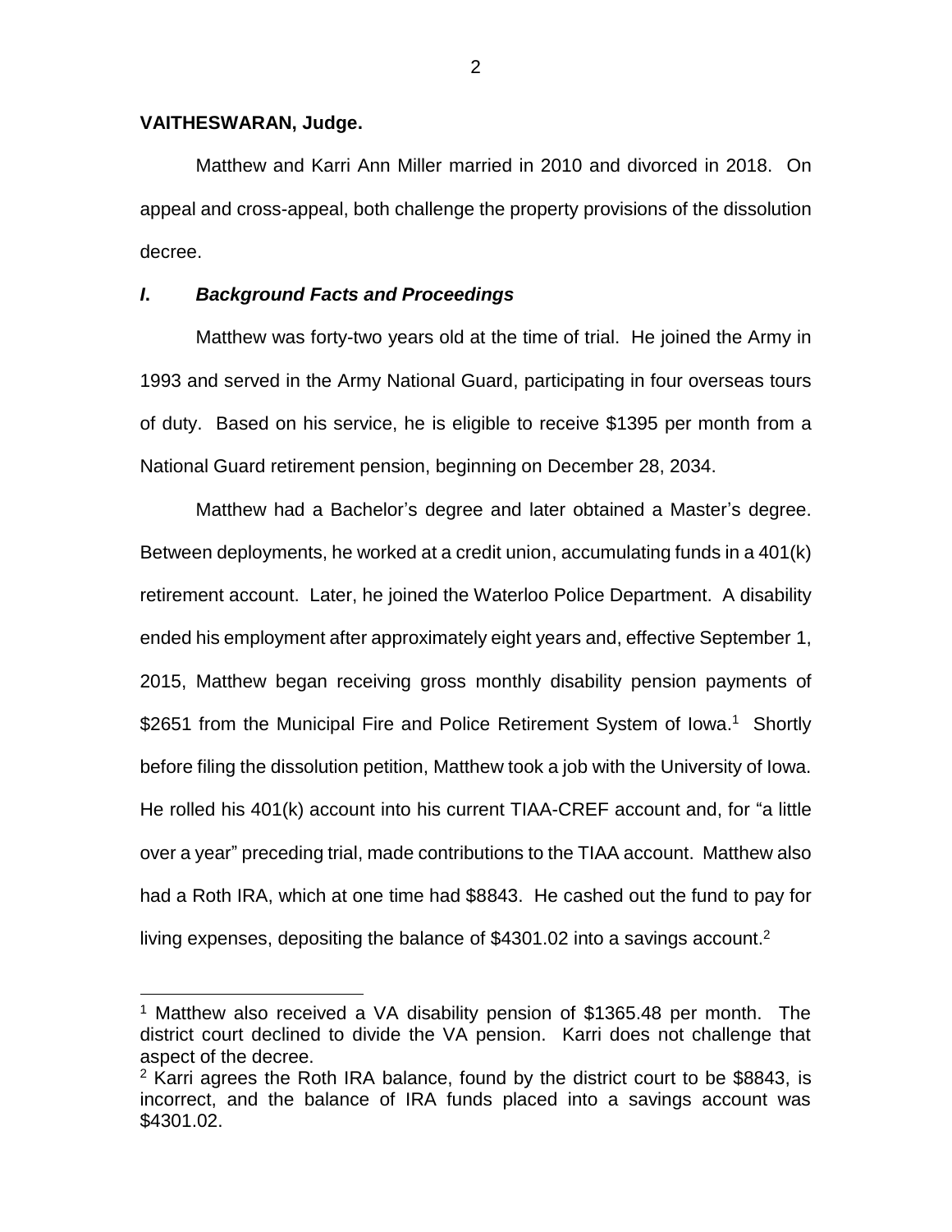**VAITHESWARAN, Judge.**

Matthew and Karri Ann Miller married in 2010 and divorced in 2018. On appeal and cross-appeal, both challenge the property provisions of the dissolution decree.

## *I. Background Facts and Proceedings*

Matthew was forty-two years old at the time of trial. He joined the Army in 1993 and served in the Army National Guard, participating in four overseas tours of duty. Based on his service, he is eligible to receive $1395 per month from a National Guard retirement pension, beginning on December 28, 2034.

Matthew had a Bachelor's degree and later obtained a Master's degree. Between deployments, he worked at a credit union, accumulating funds in a 401(k) retirement account. Later, he joined the Waterloo Police Department. A disability ended his employment after approximately eight years and, effective September 1, 2015, Matthew began receiving gross monthly disability pension payments of $2651 from the Municipal Fire and Police Retirement System of Iowa.[1] Shortly before filing the dissolution petition, Matthew took a job with the University of Iowa. He rolled his 401(k) account into his current TIAA-CREF account and, for "a little over a year" preceding trial, made contributions to the TIAA account. Matthew also had a Roth IRA, which at one time had $8843. He cashed out the fund to pay for living expenses, depositing the balance of $4301.02 into a savings account.[2]

---

[1] Matthew also received a VA disability pension of $1365.48 per month. The district court declined to divide the VA pension. Karri does not challenge that aspect of the decree.

[2] Karri agrees the Roth IRA balance, found by the district court to be $8843, is incorrect, and the balance of IRA funds placed into a savings account was $4301.02.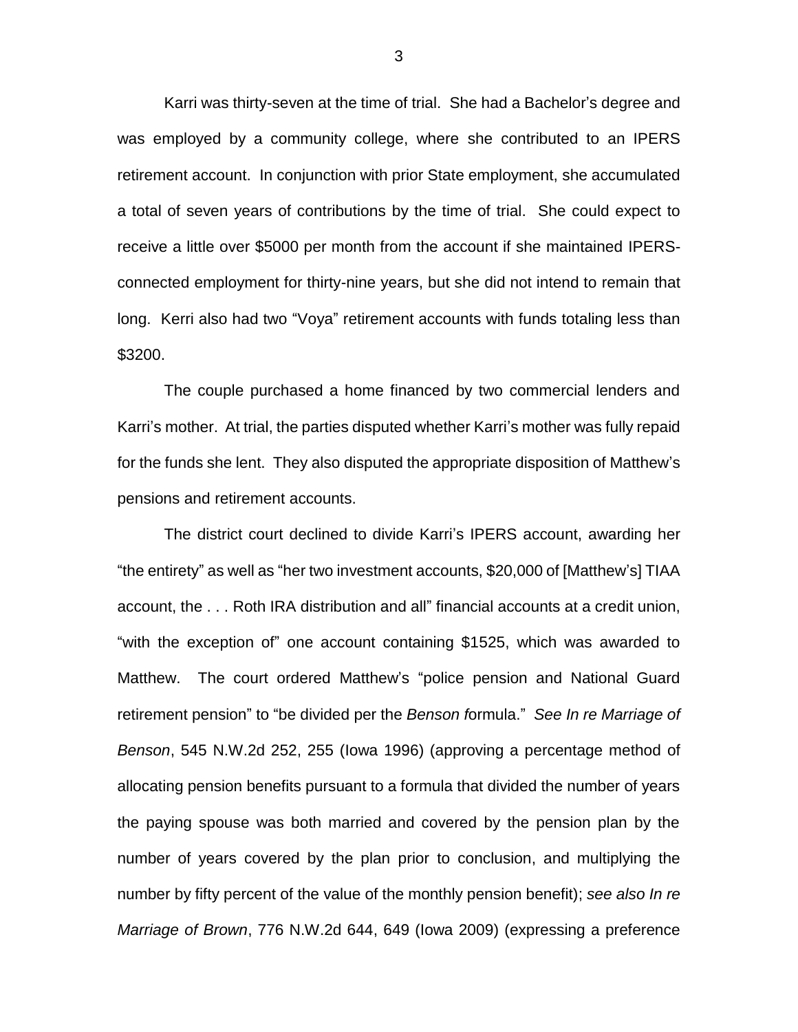Karri was thirty-seven at the time of trial. She had a Bachelor's degree and was employed by a community college, where she contributed to an IPERS retirement account. In conjunction with prior State employment, she accumulated a total of seven years of contributions by the time of trial. She could expect to receive a little over $5000 per month from the account if she maintained IPERS-connected employment for thirty-nine years, but she did not intend to remain that long. Karri also had two "Voya" retirement accounts with funds totaling less than $3200.

The couple purchased a home financed by two commercial lenders and Karri's mother. At trial, the parties disputed whether Karri's mother was fully repaid for the funds she lent. They also disputed the appropriate disposition of Matthew's pensions and retirement accounts.

The district court declined to divide Karri's IPERS account, awarding her "the entirety" as well as "her two investment accounts, $20,000 of [Matthew's] TIAA account, the . . . Roth IRA distribution and all" financial accounts at a credit union, "with the exception of" one account containing $1525, which was awarded to Matthew. The court ordered Matthew's "police pension and National Guard retirement pension" to "be divided per the *Benson f*ormula." *See In re Marriage of Benson*, 545 N.W.2d 252, 255 (Iowa 1996) (approving a percentage method of allocating pension benefits pursuant to a formula that divided the number of years the paying spouse was both married and covered by the pension plan by the number of years covered by the plan prior to conclusion, and multiplying the number by fifty percent of the value of the monthly pension benefit); *see also In re Marriage of Brown*, 776 N.W.2d 644, 649 (Iowa 2009) (expressing a preference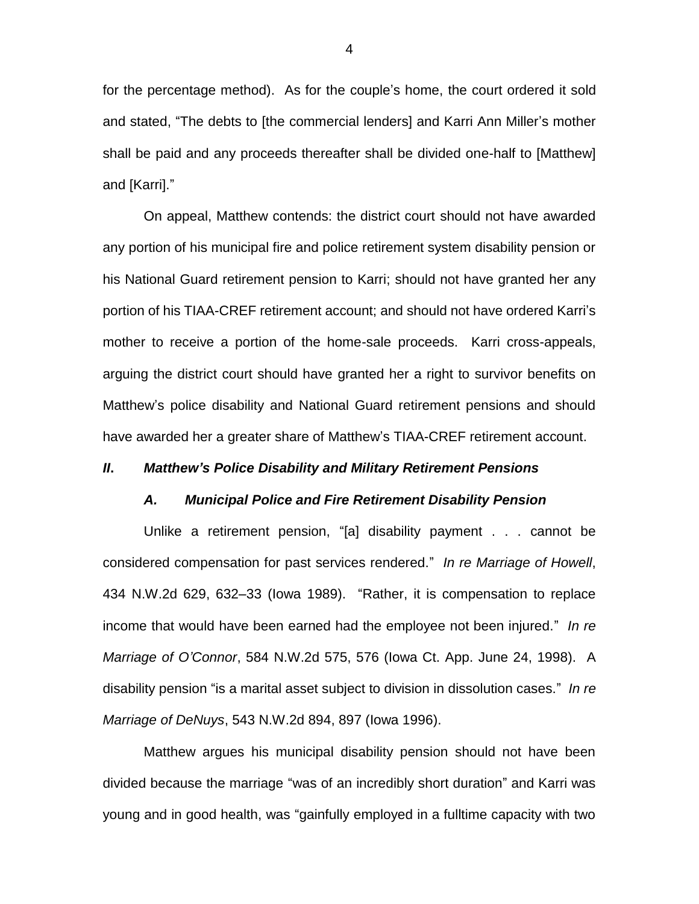for the percentage method). As for the couple's home, the court ordered it sold and stated, "The debts to [the commercial lenders] and Karri Ann Miller's mother shall be paid and any proceeds thereafter shall be divided one-half to [Matthew] and [Karri]."

On appeal, Matthew contends: the district court should not have awarded any portion of his municipal fire and police retirement system disability pension or his National Guard retirement pension to Karri; should not have granted her any portion of his TIAA-CREF retirement account; and should not have ordered Karri's mother to receive a portion of the home-sale proceeds. Karri cross-appeals, arguing the district court should have granted her a right to survivor benefits on Matthew's police disability and National Guard retirement pensions and should have awarded her a greater share of Matthew's TIAA-CREF retirement account.

## *II. Matthew's Police Disability and Military Retirement Pensions*

### *A. Municipal Police and Fire Retirement Disability Pension*

Unlike a retirement pension, "[a] disability payment . . . cannot be considered compensation for past services rendered." *In re Marriage of Howell*, 434 N.W.2d 629, 632–33 (Iowa 1989). "Rather, it is compensation to replace income that would have been earned had the employee not been injured." *In re Marriage of O'Connor*, 584 N.W.2d 575, 576 (Iowa Ct. App. June 24, 1998). A disability pension "is a marital asset subject to division in dissolution cases." *In re Marriage of DeNuys*, 543 N.W.2d 894, 897 (Iowa 1996).

Matthew argues his municipal disability pension should not have been divided because the marriage "was of an incredibly short duration" and Karri was young and in good health, was "gainfully employed in a fulltime capacity with two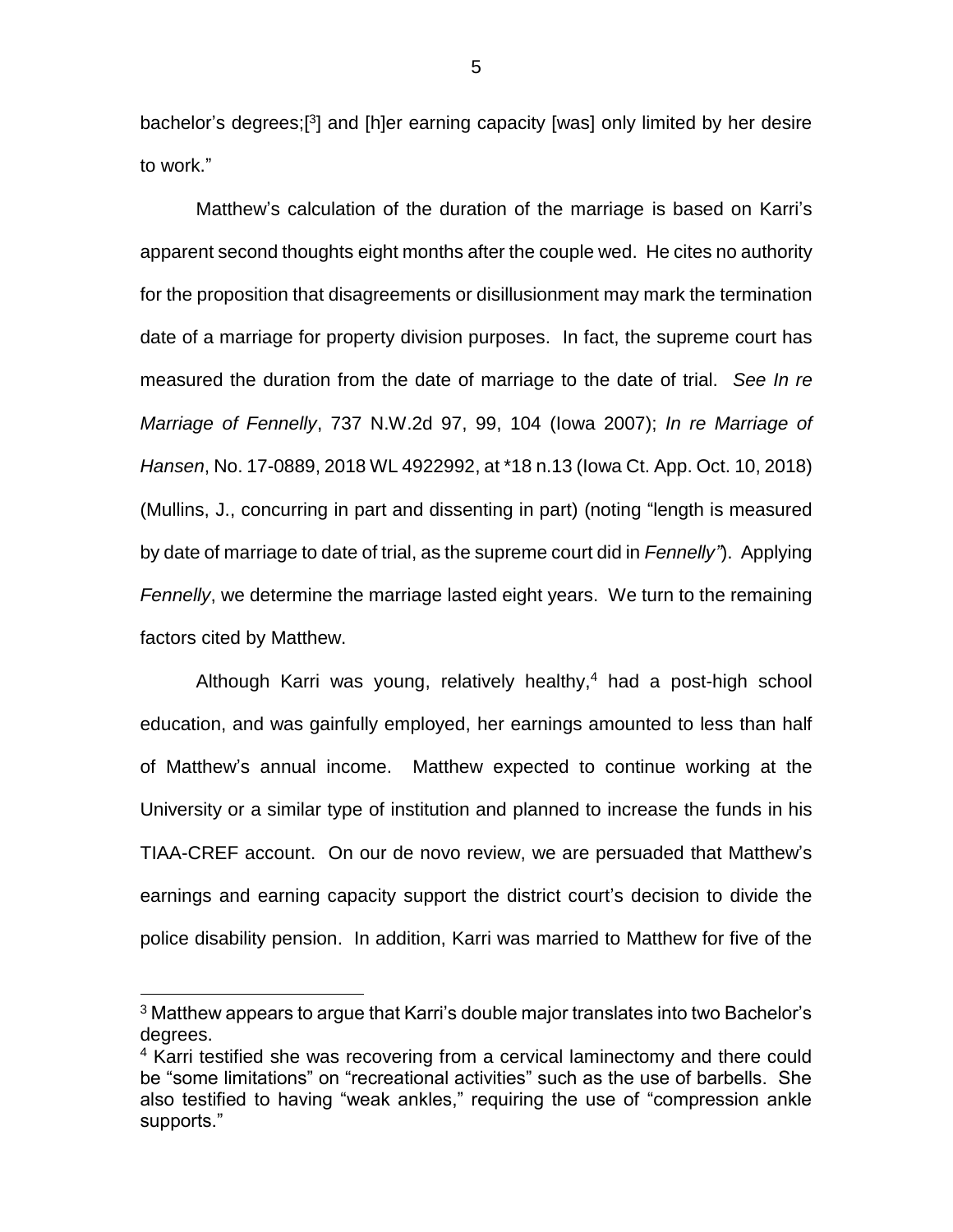bachelor's degrees;[3] and [h]er earning capacity [was] only limited by her desire to work."

Matthew's calculation of the duration of the marriage is based on Karri's apparent second thoughts eight months after the couple wed. He cites no authority for the proposition that disagreements or disillusionment may mark the termination date of a marriage for property division purposes. In fact, the supreme court has measured the duration from the date of marriage to the date of trial. *See In re Marriage of Fennelly*, 737 N.W.2d 97, 99, 104 (Iowa 2007); *In re Marriage of Hansen*, No. 17-0889, 2018 WL 4922992, at *18 n.13 (Iowa Ct. App. Oct. 10, 2018) (Mullins, J., concurring in part and dissenting in part) (noting "length is measured by date of marriage to date of trial, as the supreme court did in *Fennelly"*). Applying *Fennelly*, we determine the marriage lasted eight years. We turn to the remaining factors cited by Matthew.

Although Karri was young, relatively healthy,[4] had a post-high school education, and was gainfully employed, her earnings amounted to less than half of Matthew's annual income. Matthew expected to continue working at the University or a similar type of institution and planned to increase the funds in his TIAA-CREF account. On our de novo review, we are persuaded that Matthew's earnings and earning capacity support the district court's decision to divide the police disability pension. In addition, Karri was married to Matthew for five of the

[3] Matthew appears to argue that Karri's double major translates into two Bachelor's degrees.

[4] Karri testified she was recovering from a cervical laminectomy and there could be "some limitations" on "recreational activities" such as the use of barbells. She also testified to having "weak ankles," requiring the use of "compression ankle supports."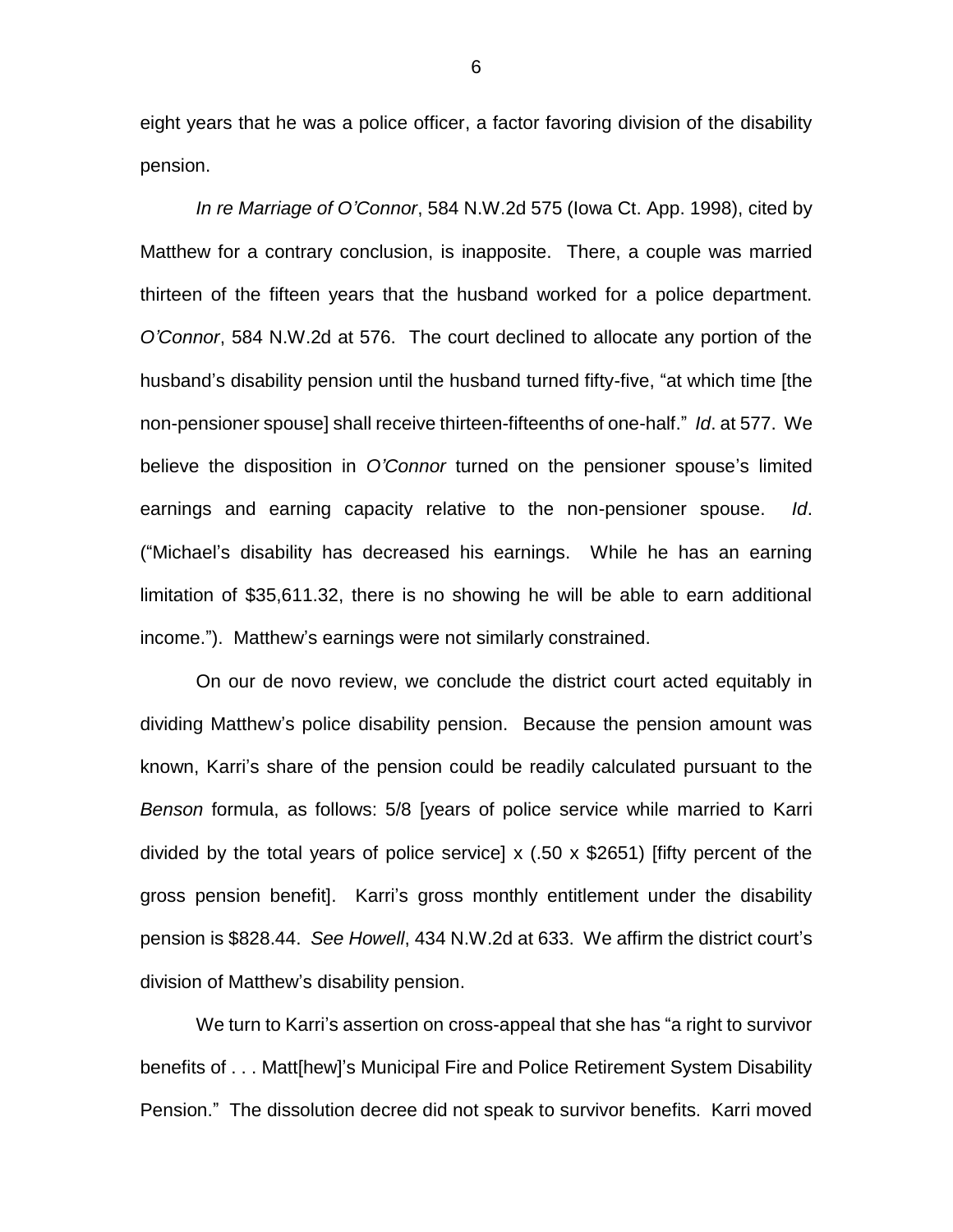eight years that he was a police officer, a factor favoring division of the disability pension.

*In re Marriage of O'Connor*, 584 N.W.2d 575 (Iowa Ct. App. 1998), cited by Matthew for a contrary conclusion, is inapposite. There, a couple was married thirteen of the fifteen years that the husband worked for a police department. *O'Connor*, 584 N.W.2d at 576. The court declined to allocate any portion of the husband's disability pension until the husband turned fifty-five, "at which time [the non-pensioner spouse] shall receive thirteen-fifteenths of one-half." *Id*. at 577. We believe the disposition in *O'Connor* turned on the pensioner spouse's limited earnings and earning capacity relative to the non-pensioner spouse. *Id*. ("Michael's disability has decreased his earnings. While he has an earning limitation of $35,611.32, there is no showing he will be able to earn additional income."). Matthew's earnings were not similarly constrained.

On our de novo review, we conclude the district court acted equitably in dividing Matthew's police disability pension. Because the pension amount was known, Karri's share of the pension could be readily calculated pursuant to the *Benson* formula, as follows: 5/8 [years of police service while married to Karri divided by the total years of police service] x (.50 x $2651) [fifty percent of the gross pension benefit]. Karri's gross monthly entitlement under the disability pension is $828.44. *See Howell*, 434 N.W.2d at 633. We affirm the district court's division of Matthew's disability pension.

We turn to Karri's assertion on cross-appeal that she has "a right to survivor benefits of . . . Matt[hew]'s Municipal Fire and Police Retirement System Disability Pension." The dissolution decree did not speak to survivor benefits. Karri moved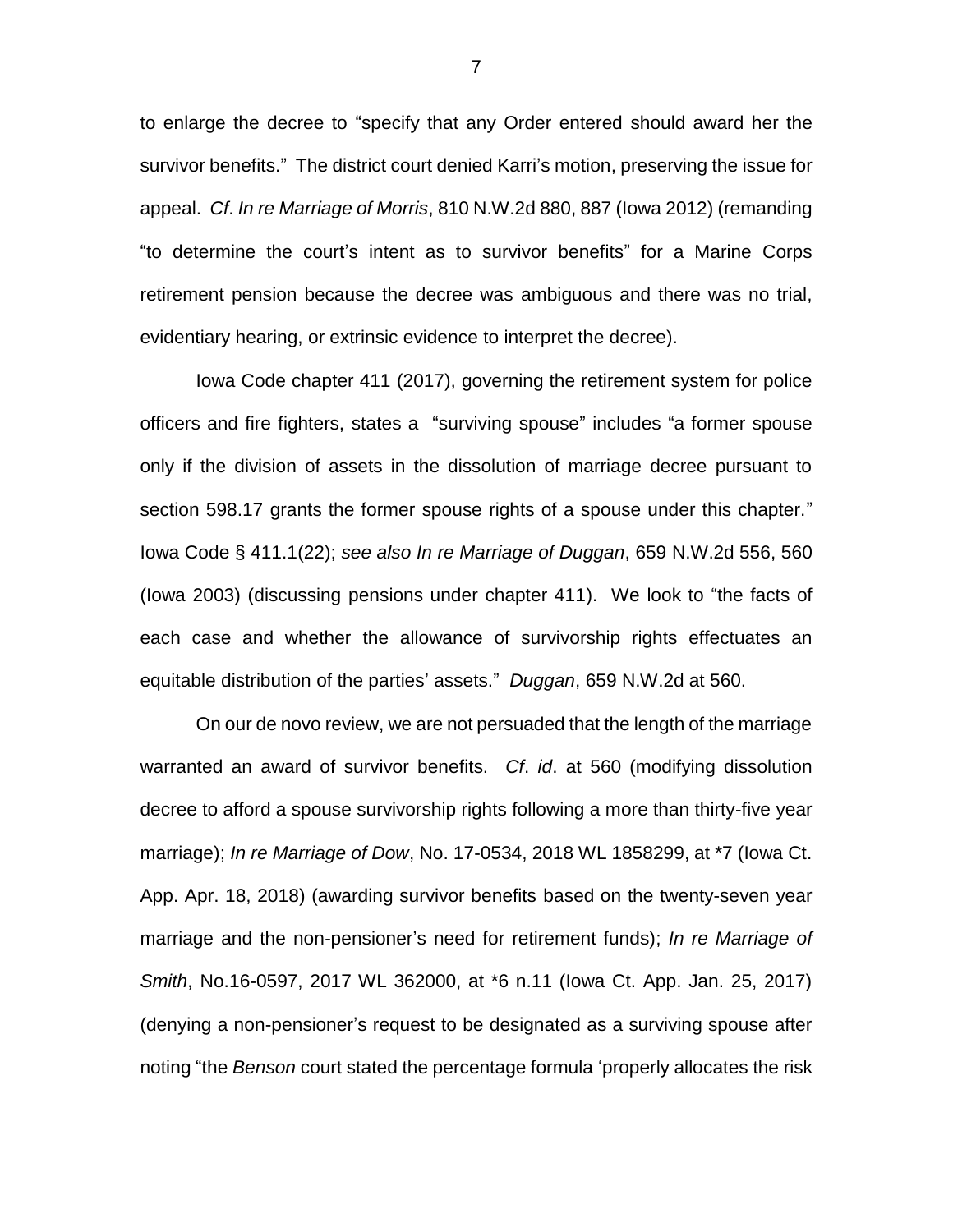to enlarge the decree to "specify that any Order entered should award her the survivor benefits." The district court denied Karri's motion, preserving the issue for appeal. *Cf*. *In re Marriage of Morris*, 810 N.W.2d 880, 887 (Iowa 2012) (remanding "to determine the court's intent as to survivor benefits" for a Marine Corps retirement pension because the decree was ambiguous and there was no trial, evidentiary hearing, or extrinsic evidence to interpret the decree).

Iowa Code chapter 411 (2017), governing the retirement system for police officers and fire fighters, states a "surviving spouse" includes "a former spouse only if the division of assets in the dissolution of marriage decree pursuant to section 598.17 grants the former spouse rights of a spouse under this chapter." Iowa Code § 411.1(22); *see also In re Marriage of Duggan*, 659 N.W.2d 556, 560 (Iowa 2003) (discussing pensions under chapter 411). We look to "the facts of each case and whether the allowance of survivorship rights effectuates an equitable distribution of the parties' assets." *Duggan*, 659 N.W.2d at 560.

On our de novo review, we are not persuaded that the length of the marriage warranted an award of survivor benefits. *Cf*. *id*. at 560 (modifying dissolution decree to afford a spouse survivorship rights following a more than thirty-five year marriage); *In re Marriage of Dow*, No. 17-0534, 2018 WL 1858299, at *7 (Iowa Ct. App. Apr. 18, 2018) (awarding survivor benefits based on the twenty-seven year marriage and the non-pensioner's need for retirement funds); *In re Marriage of Smith*, No.16-0597, 2017 WL 362000, at *6 n.11 (Iowa Ct. App. Jan. 25, 2017) (denying a non-pensioner's request to be designated as a surviving spouse after noting "the *Benson* court stated the percentage formula 'properly allocates the risk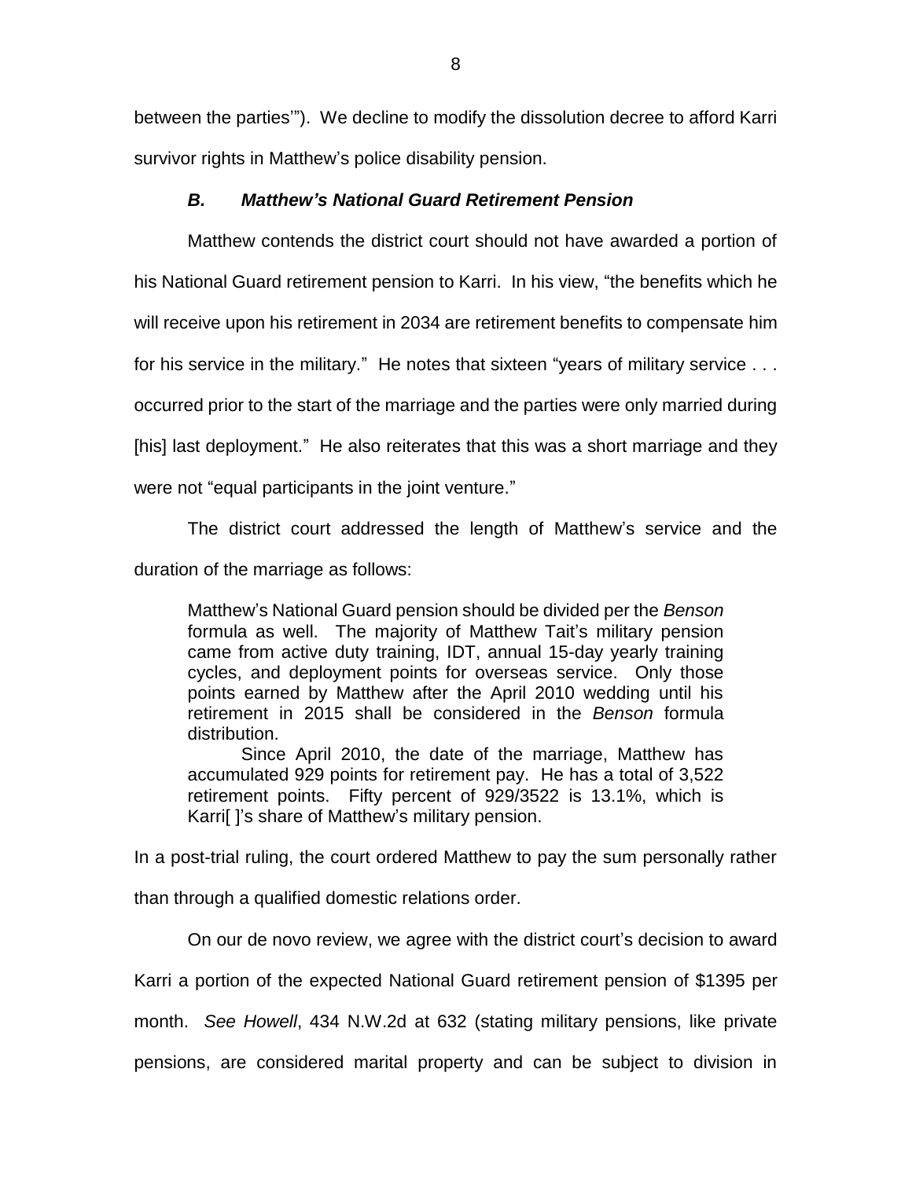between the parties'"). We decline to modify the dissolution decree to afford Karri survivor rights in Matthew's police disability pension.

### *B. Matthew's National Guard Retirement Pension*

Matthew contends the district court should not have awarded a portion of his National Guard retirement pension to Karri. In his view, "the benefits which he will receive upon his retirement in 2034 are retirement benefits to compensate him for his service in the military." He notes that sixteen "years of military service . . . occurred prior to the start of the marriage and the parties were only married during [his] last deployment." He also reiterates that this was a short marriage and they were not "equal participants in the joint venture."

The district court addressed the length of Matthew's service and the duration of the marriage as follows:

> Matthew's National Guard pension should be divided per the *Benson* formula as well. The majority of Matthew Tait's military pension came from active duty training, IDT, annual 15-day yearly training cycles, and deployment points for overseas service. Only those points earned by Matthew after the April 2010 wedding until his retirement in 2015 shall be considered in the *Benson* formula distribution.
>
> Since April 2010, the date of the marriage, Matthew has accumulated 929 points for retirement pay. He has a total of 3,522 retirement points. Fifty percent of 929/3522 is 13.1%, which is Karri[ ]'s share of Matthew's military pension.

In a post-trial ruling, the court ordered Matthew to pay the sum personally rather than through a qualified domestic relations order.

On our de novo review, we agree with the district court's decision to award Karri a portion of the expected National Guard retirement pension of $1395 per month. *See Howell*, 434 N.W.2d at 632 (stating military pensions, like private pensions, are considered marital property and can be subject to division in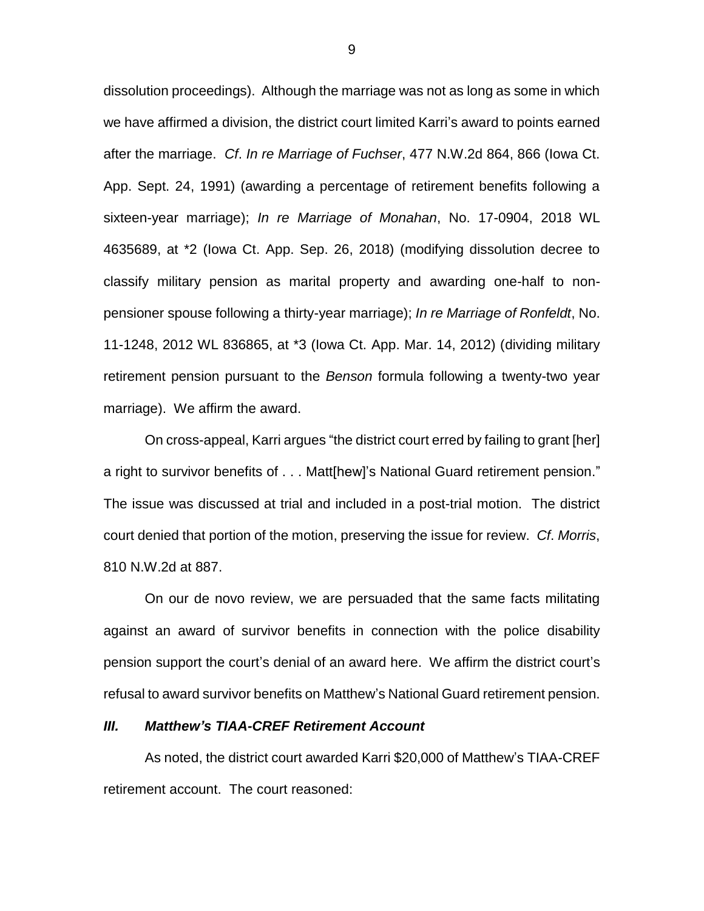dissolution proceedings). Although the marriage was not as long as some in which we have affirmed a division, the district court limited Karri's award to points earned after the marriage. *Cf*. *In re Marriage of Fuchser*, 477 N.W.2d 864, 866 (Iowa Ct. App. Sept. 24, 1991) (awarding a percentage of retirement benefits following a sixteen-year marriage); *In re Marriage of Monahan*, No. 17-0904, 2018 WL 4635689, at *2 (Iowa Ct. App. Sep. 26, 2018) (modifying dissolution decree to classify military pension as marital property and awarding one-half to non-pensioner spouse following a thirty-year marriage); *In re Marriage of Ronfeldt*, No. 11-1248, 2012 WL 836865, at *3 (Iowa Ct. App. Mar. 14, 2012) (dividing military retirement pension pursuant to the *Benson* formula following a twenty-two year marriage). We affirm the award.

On cross-appeal, Karri argues "the district court erred by failing to grant [her] a right to survivor benefits of . . . Matt[hew]'s National Guard retirement pension." The issue was discussed at trial and included in a post-trial motion. The district court denied that portion of the motion, preserving the issue for review. *Cf*. *Morris*, 810 N.W.2d at 887.

On our de novo review, we are persuaded that the same facts militating against an award of survivor benefits in connection with the police disability pension support the court's denial of an award here. We affirm the district court's refusal to award survivor benefits on Matthew's National Guard retirement pension.

### *III. Matthew's TIAA-CREF Retirement Account*

As noted, the district court awarded Karri $20,000 of Matthew's TIAA-CREF retirement account. The court reasoned: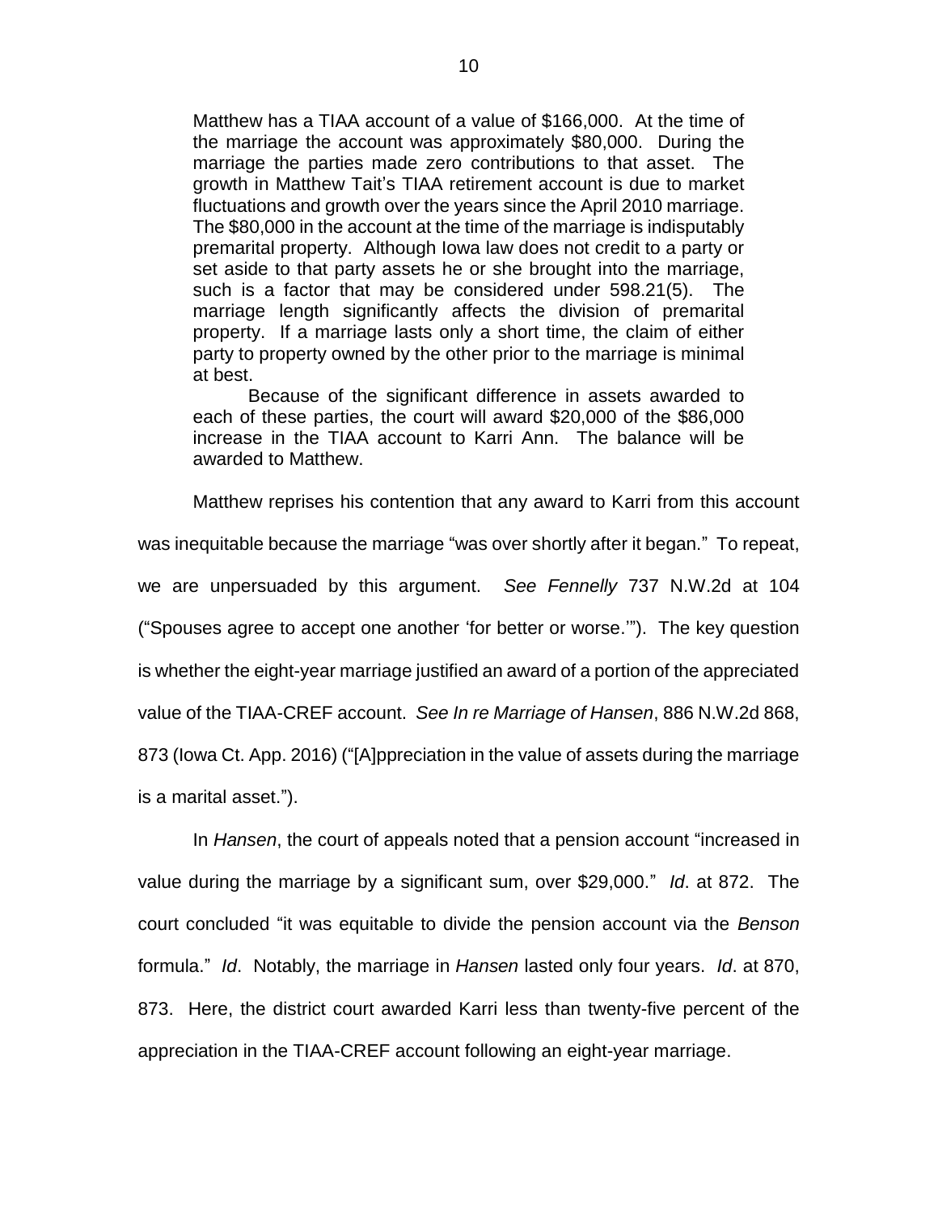> Matthew has a TIAA account of a value of $166,000. At the time of the marriage the account was approximately $80,000. During the marriage the parties made zero contributions to that asset. The growth in Matthew Tait's TIAA retirement account is due to market fluctuations and growth over the years since the April 2010 marriage. The $80,000 in the account at the time of the marriage is indisputably premarital property. Although Iowa law does not credit to a party or set aside to that party assets he or she brought into the marriage, such is a factor that may be considered under 598.21(5). The marriage length significantly affects the division of premarital property. If a marriage lasts only a short time, the claim of either party to property owned by the other prior to the marriage is minimal at best.
>
> Because of the significant difference in assets awarded to each of these parties, the court will award $20,000 of the $86,000 increase in the TIAA account to Karri Ann. The balance will be awarded to Matthew.

Matthew reprises his contention that any award to Karri from this account was inequitable because the marriage "was over shortly after it began." To repeat, we are unpersuaded by this argument. *See Fennelly* 737 N.W.2d at 104 ("Spouses agree to accept one another 'for better or worse.'"). The key question is whether the eight-year marriage justified an award of a portion of the appreciated value of the TIAA-CREF account. *See In re Marriage of Hansen*, 886 N.W.2d 868, 873 (Iowa Ct. App. 2016) ("[A]ppreciation in the value of assets during the marriage is a marital asset.").

In *Hansen*, the court of appeals noted that a pension account "increased in value during the marriage by a significant sum, over $29,000." *Id*. at 872. The court concluded "it was equitable to divide the pension account via the *Benson* formula." *Id*. Notably, the marriage in *Hansen* lasted only four years. *Id*. at 870, 873. Here, the district court awarded Karri less than twenty-five percent of the appreciation in the TIAA-CREF account following an eight-year marriage.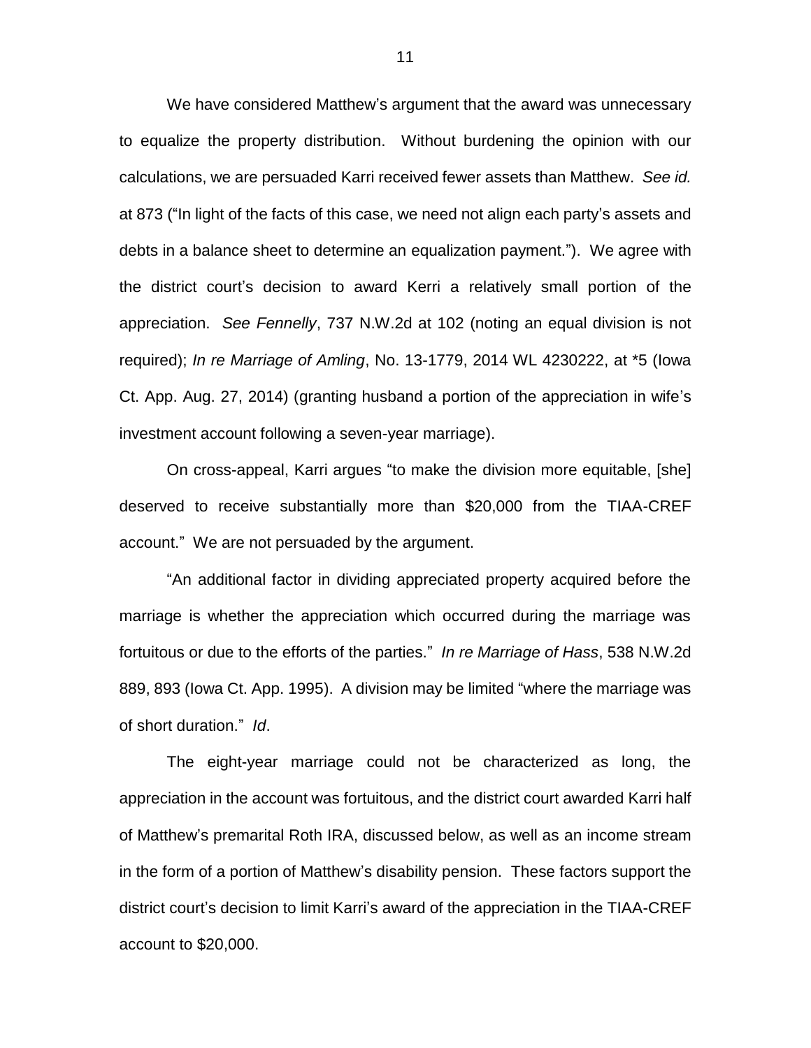We have considered Matthew's argument that the award was unnecessary to equalize the property distribution. Without burdening the opinion with our calculations, we are persuaded Karri received fewer assets than Matthew. *See id.* at 873 ("In light of the facts of this case, we need not align each party's assets and debts in a balance sheet to determine an equalization payment."). We agree with the district court's decision to award Kerri a relatively small portion of the appreciation. *See Fennelly*, 737 N.W.2d at 102 (noting an equal division is not required); *In re Marriage of Amling*, No. 13-1779, 2014 WL 4230222, at *5 (Iowa Ct. App. Aug. 27, 2014) (granting husband a portion of the appreciation in wife's investment account following a seven-year marriage).

On cross-appeal, Karri argues "to make the division more equitable, [she] deserved to receive substantially more than $20,000 from the TIAA-CREF account." We are not persuaded by the argument.

"An additional factor in dividing appreciated property acquired before the marriage is whether the appreciation which occurred during the marriage was fortuitous or due to the efforts of the parties." *In re Marriage of Hass*, 538 N.W.2d 889, 893 (Iowa Ct. App. 1995). A division may be limited "where the marriage was of short duration." *Id*.

The eight-year marriage could not be characterized as long, the appreciation in the account was fortuitous, and the district court awarded Karri half of Matthew's premarital Roth IRA, discussed below, as well as an income stream in the form of a portion of Matthew's disability pension. These factors support the district court's decision to limit Karri's award of the appreciation in the TIAA-CREF account to $20,000.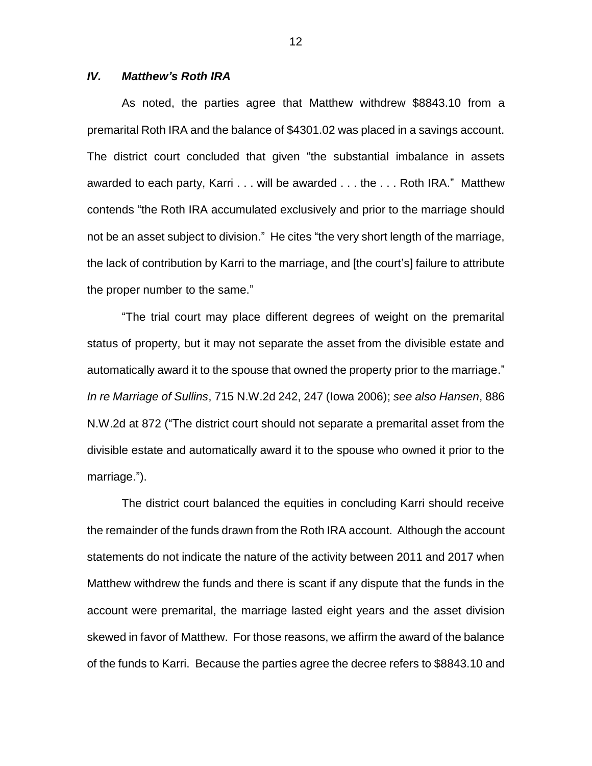### *IV. Matthew's Roth IRA*

As noted, the parties agree that Matthew withdrew $8843.10 from a premarital Roth IRA and the balance of $4301.02 was placed in a savings account. The district court concluded that given "the substantial imbalance in assets awarded to each party, Karri . . . will be awarded . . . the . . . Roth IRA." Matthew contends "the Roth IRA accumulated exclusively and prior to the marriage should not be an asset subject to division." He cites "the very short length of the marriage, the lack of contribution by Karri to the marriage, and [the court's] failure to attribute the proper number to the same."

"The trial court may place different degrees of weight on the premarital status of property, but it may not separate the asset from the divisible estate and automatically award it to the spouse that owned the property prior to the marriage." *In re Marriage of Sullins*, 715 N.W.2d 242, 247 (Iowa 2006); *see also Hansen*, 886 N.W.2d at 872 ("The district court should not separate a premarital asset from the divisible estate and automatically award it to the spouse who owned it prior to the marriage.").

The district court balanced the equities in concluding Karri should receive the remainder of the funds drawn from the Roth IRA account. Although the account statements do not indicate the nature of the activity between 2011 and 2017 when Matthew withdrew the funds and there is scant if any dispute that the funds in the account were premarital, the marriage lasted eight years and the asset division skewed in favor of Matthew. For those reasons, we affirm the award of the balance of the funds to Karri. Because the parties agree the decree refers to $8843.10 and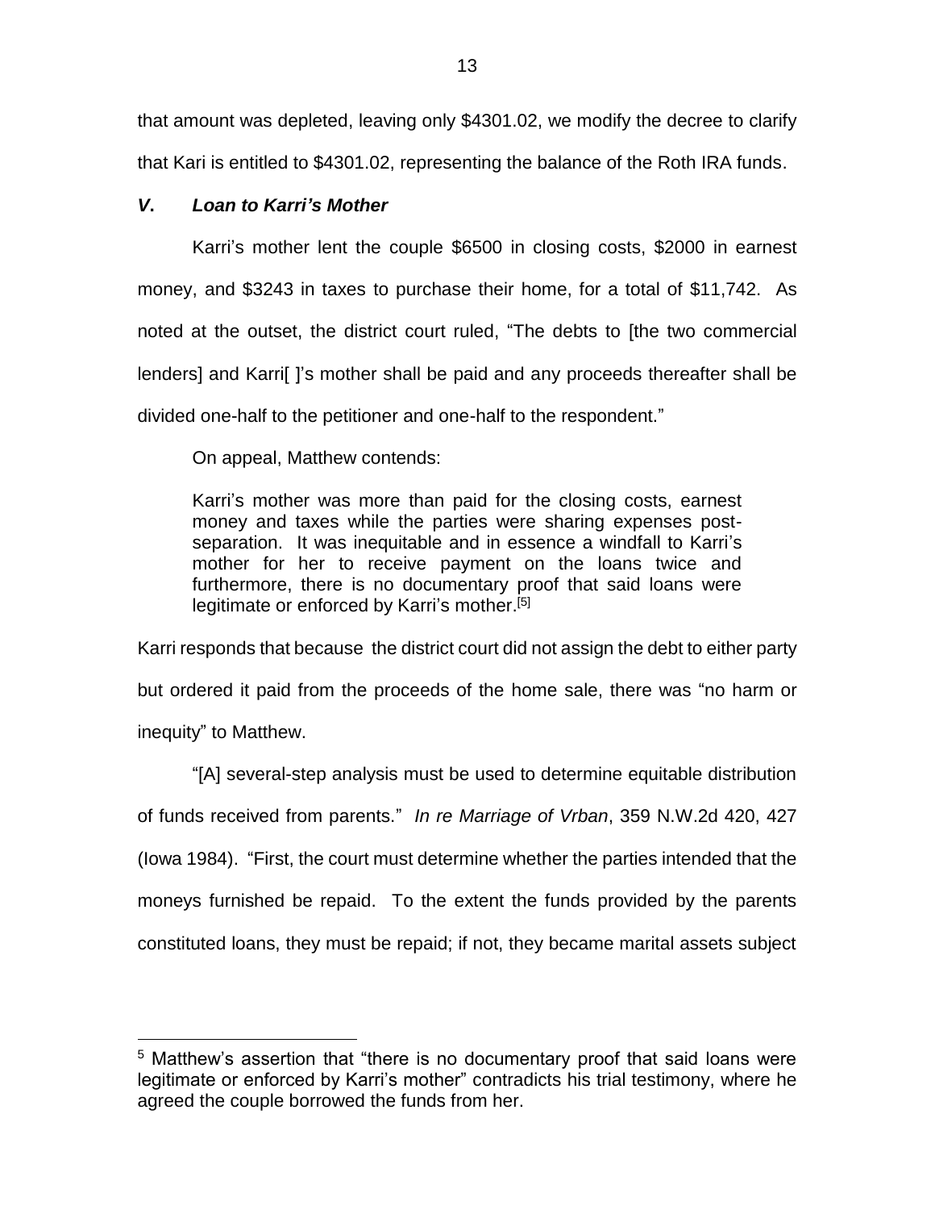that amount was depleted, leaving only $4301.02, we modify the decree to clarify that Kari is entitled to $4301.02, representing the balance of the Roth IRA funds.

### *V. Loan to Karri's Mother*

Karri's mother lent the couple $6500 in closing costs, $2000 in earnest money, and $3243 in taxes to purchase their home, for a total of $11,742. As noted at the outset, the district court ruled, "The debts to [the two commercial lenders] and Karri[ ]'s mother shall be paid and any proceeds thereafter shall be divided one-half to the petitioner and one-half to the respondent."

On appeal, Matthew contends:

> Karri's mother was more than paid for the closing costs, earnest money and taxes while the parties were sharing expenses post-separation. It was inequitable and in essence a windfall to Karri's mother for her to receive payment on the loans twice and furthermore, there is no documentary proof that said loans were legitimate or enforced by Karri's mother.[5]

Karri responds that because the district court did not assign the debt to either party but ordered it paid from the proceeds of the home sale, there was "no harm or inequity" to Matthew.

"[A] several-step analysis must be used to determine equitable distribution of funds received from parents." *In re Marriage of Vrban*, 359 N.W.2d 420, 427 (Iowa 1984). "First, the court must determine whether the parties intended that the moneys furnished be repaid. To the extent the funds provided by the parents constituted loans, they must be repaid; if not, they became marital assets subject

---

[5] Matthew's assertion that "there is no documentary proof that said loans were legitimate or enforced by Karri's mother" contradicts his trial testimony, where he agreed the couple borrowed the funds from her.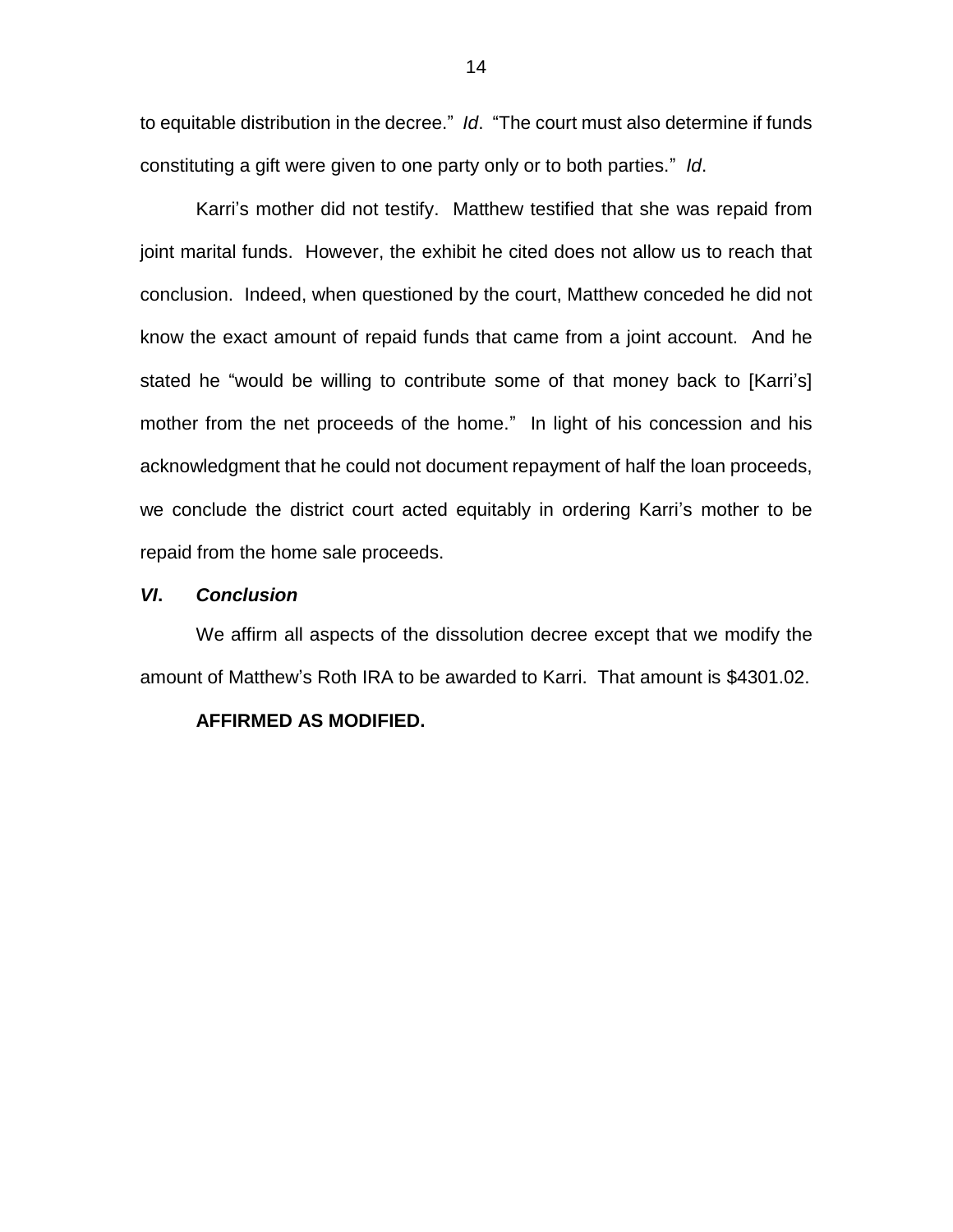to equitable distribution in the decree." *Id*. "The court must also determine if funds constituting a gift were given to one party only or to both parties." *Id*.

Karri's mother did not testify. Matthew testified that she was repaid from joint marital funds. However, the exhibit he cited does not allow us to reach that conclusion. Indeed, when questioned by the court, Matthew conceded he did not know the exact amount of repaid funds that came from a joint account. And he stated he "would be willing to contribute some of that money back to [Karri's] mother from the net proceeds of the home." In light of his concession and his acknowledgment that he could not document repayment of half the loan proceeds, we conclude the district court acted equitably in ordering Karri's mother to be repaid from the home sale proceeds.

### ***VI. Conclusion***

We affirm all aspects of the dissolution decree except that we modify the amount of Matthew's Roth IRA to be awarded to Karri. That amount is $4301.02.

**AFFIRMED AS MODIFIED.**